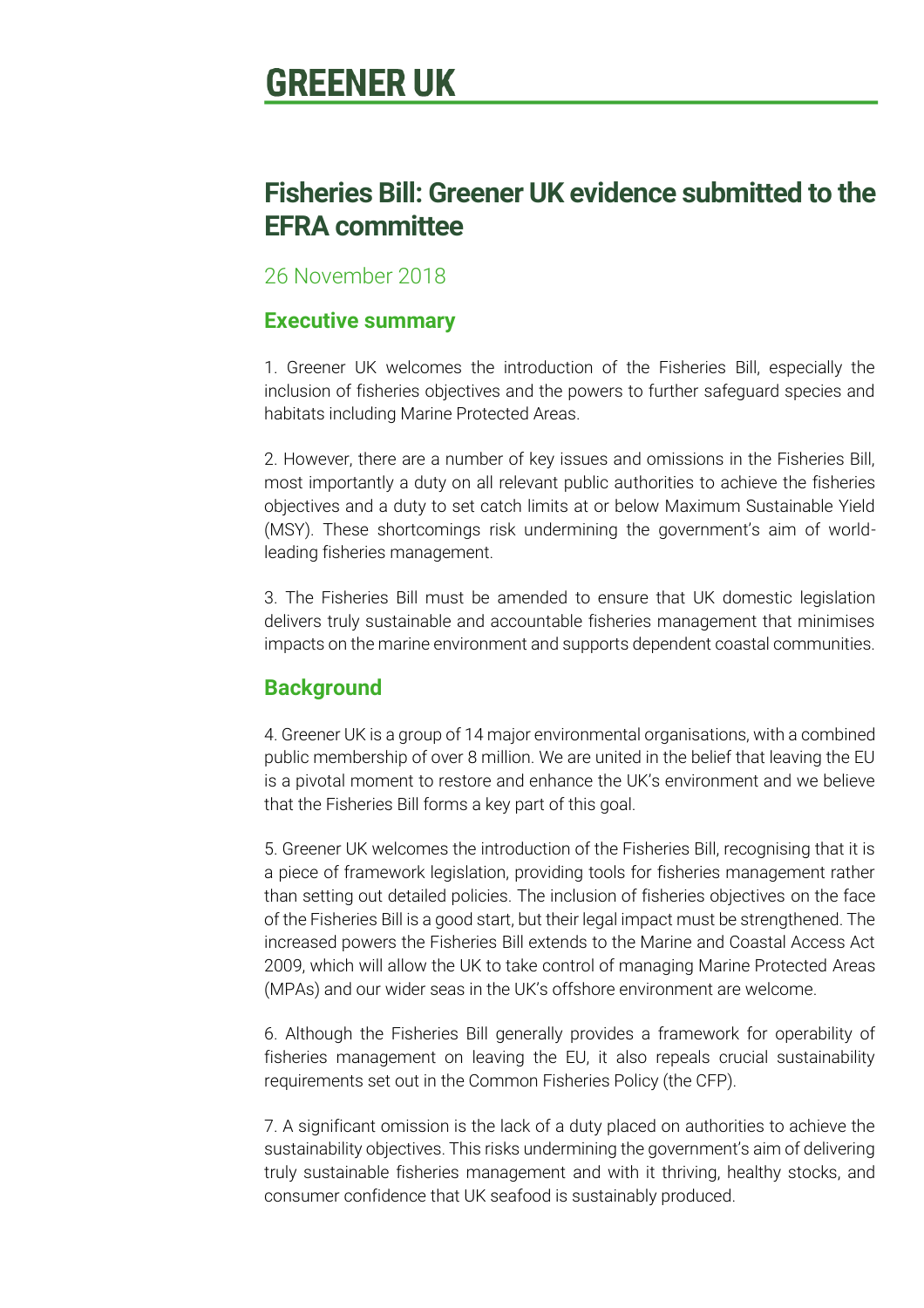# GREENER UK

## Fisheries Bill: Greener UK evidence submitted to the EFRA committee

26 November 2018

### Executive summary

1. Greener UK welcomes the introduction of the Fisheries Bill, especially the inclusion of fisheries objectives and the powers to further safeguard species and habitats including Marine Protected Areas.

2. However, there are a number of key issues and omissions in the Fisheries Bill, most importantly a duty on all relevant public authorities to achieve the fisheries objectives and a duty to set catch limits at or below Maximum Sustainable Yield (MSY). These shortcomings risk undermining the government's aim of world-leading fisheries management.

3. The Fisheries Bill must be amended to ensure that UK domestic legislation delivers truly sustainable and accountable fisheries management that minimises impacts on the marine environment and supports dependent coastal communities.

### Background

4. Greener UK is a group of 14 major environmental organisations, with a combined public membership of over 8 million. We are united in the belief that leaving the EU is a pivotal moment to restore and enhance the UK's environment and we believe that the Fisheries Bill forms a key part of this goal.

5. Greener UK welcomes the introduction of the Fisheries Bill, recognising that it is a piece of framework legislation, providing tools for fisheries management rather than setting out detailed policies. The inclusion of fisheries objectives on the face of the Fisheries Bill is a good start, but their legal impact must be strengthened. The increased powers the Fisheries Bill extends to the Marine and Coastal Access Act 2009, which will allow the UK to take control of managing Marine Protected Areas (MPAs) and our wider seas in the UK's offshore environment are welcome.

6. Although the Fisheries Bill generally provides a framework for operability of fisheries management on leaving the EU, it also repeals crucial sustainability requirements set out in the Common Fisheries Policy (the CFP).

7. A significant omission is the lack of a duty placed on authorities to achieve the sustainability objectives. This risks undermining the government's aim of delivering truly sustainable fisheries management and with it thriving, healthy stocks, and consumer confidence that UK seafood is sustainably produced.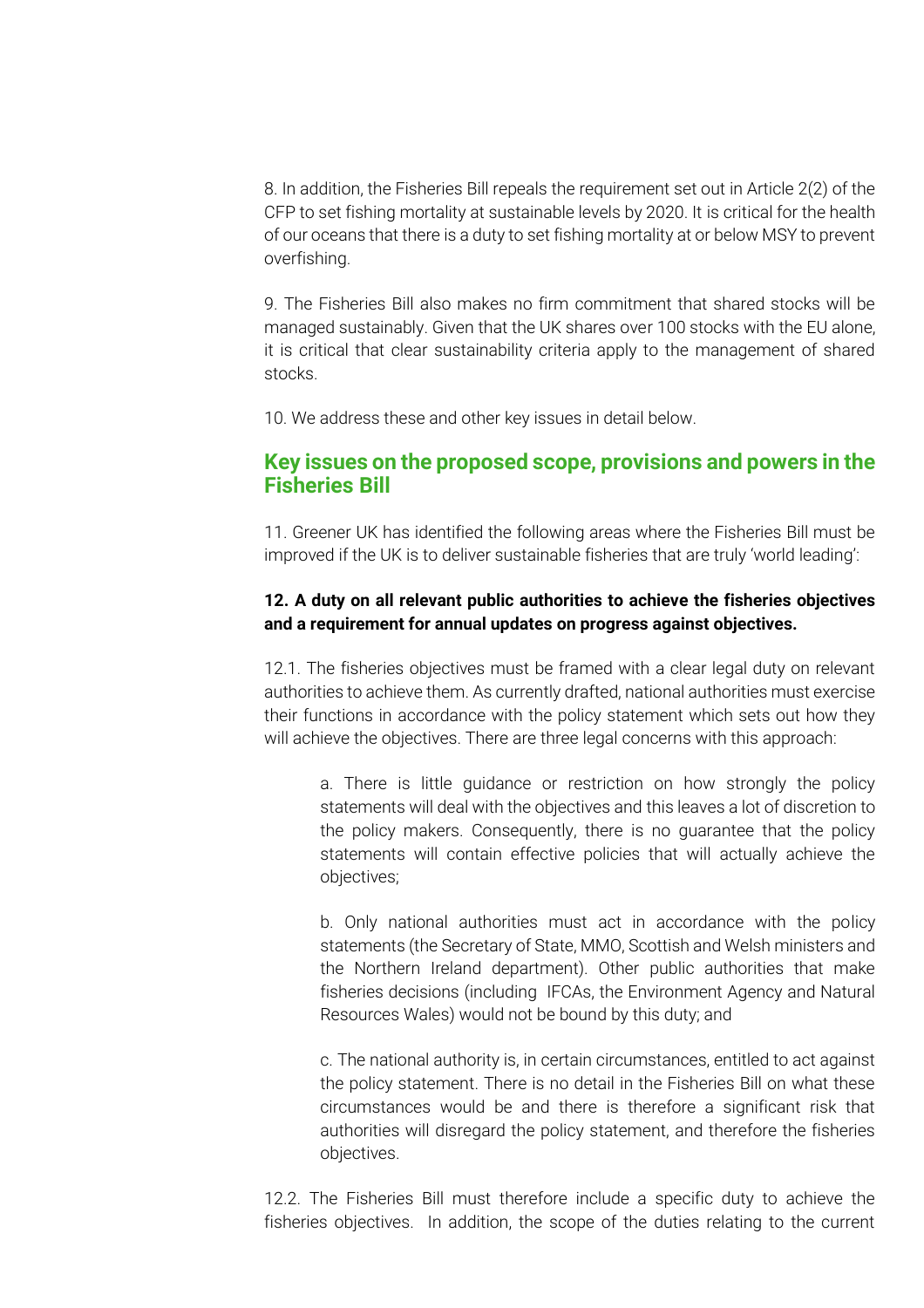8. In addition, the Fisheries Bill repeals the requirement set out in Article 2(2) of the CFP to set fishing mortality at sustainable levels by 2020. It is critical for the health of our oceans that there is a duty to set fishing mortality at or below MSY to prevent overfishing.

9. The Fisheries Bill also makes no firm commitment that shared stocks will be managed sustainably. Given that the UK shares over 100 stocks with the EU alone, it is critical that clear sustainability criteria apply to the management of shared stocks.

10. We address these and other key issues in detail below.

## Key issues on the proposed scope, provisions and powers in the Fisheries Bill

11. Greener UK has identified the following areas where the Fisheries Bill must be improved if the UK is to deliver sustainable fisheries that are truly 'world leading':

**12. A duty on all relevant public authorities to achieve the fisheries objectives and a requirement for annual updates on progress against objectives.**

12.1. The fisheries objectives must be framed with a clear legal duty on relevant authorities to achieve them. As currently drafted, national authorities must exercise their functions in accordance with the policy statement which sets out how they will achieve the objectives. There are three legal concerns with this approach:

> a. There is little guidance or restriction on how strongly the policy statements will deal with the objectives and this leaves a lot of discretion to the policy makers. Consequently, there is no guarantee that the policy statements will contain effective policies that will actually achieve the objectives;
>
> b. Only national authorities must act in accordance with the policy statements (the Secretary of State, MMO, Scottish and Welsh ministers and the Northern Ireland department). Other public authorities that make fisheries decisions (including IFCAs, the Environment Agency and Natural Resources Wales) would not be bound by this duty; and
>
> c. The national authority is, in certain circumstances, entitled to act against the policy statement. There is no detail in the Fisheries Bill on what these circumstances would be and there is therefore a significant risk that authorities will disregard the policy statement, and therefore the fisheries objectives.

12.2. The Fisheries Bill must therefore include a specific duty to achieve the fisheries objectives. In addition, the scope of the duties relating to the current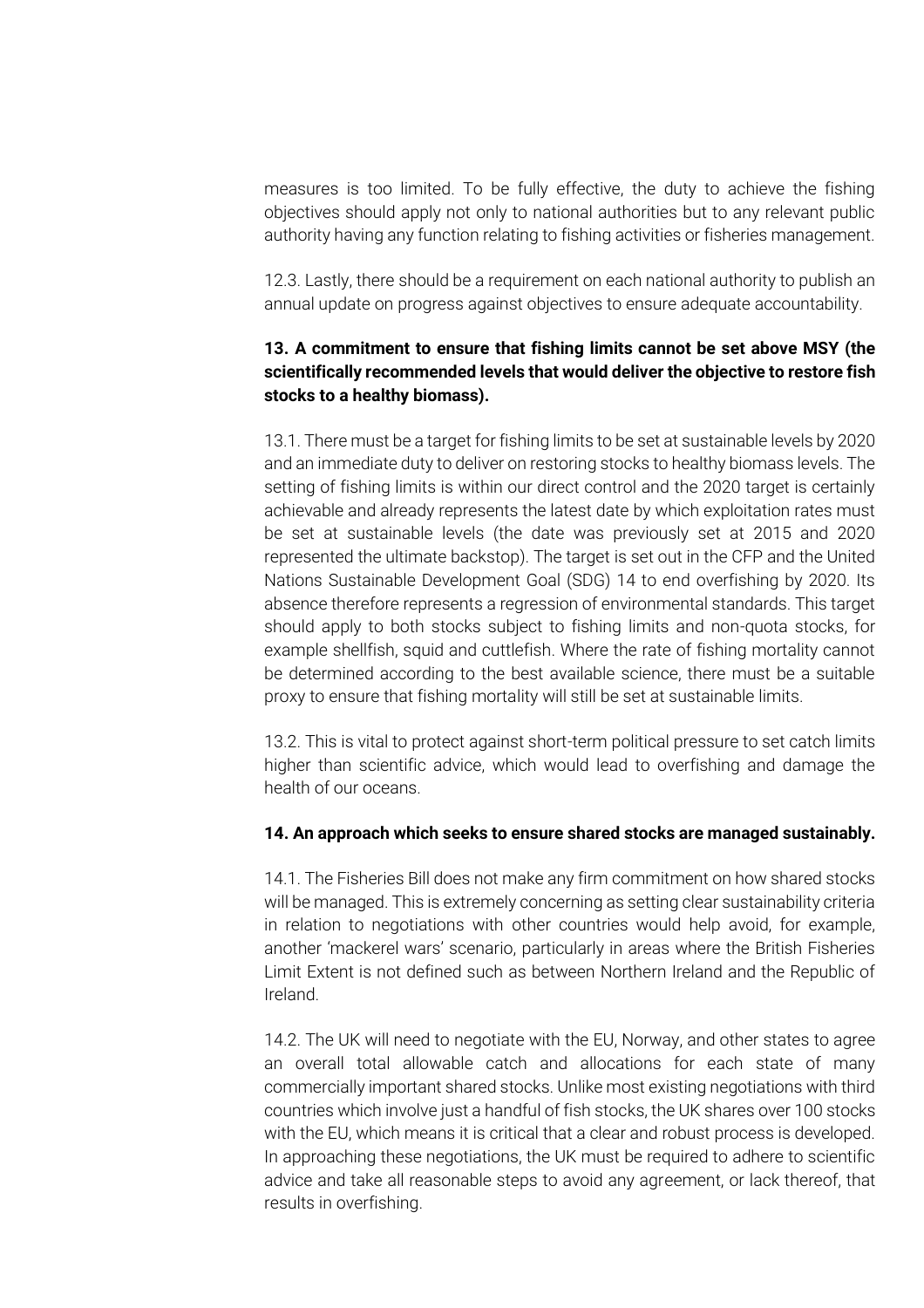measures is too limited. To be fully effective, the duty to achieve the fishing objectives should apply not only to national authorities but to any relevant public authority having any function relating to fishing activities or fisheries management.

12.3. Lastly, there should be a requirement on each national authority to publish an annual update on progress against objectives to ensure adequate accountability.

**13. A commitment to ensure that fishing limits cannot be set above MSY (the scientifically recommended levels that would deliver the objective to restore fish stocks to a healthy biomass).**

13.1. There must be a target for fishing limits to be set at sustainable levels by 2020 and an immediate duty to deliver on restoring stocks to healthy biomass levels. The setting of fishing limits is within our direct control and the 2020 target is certainly achievable and already represents the latest date by which exploitation rates must be set at sustainable levels (the date was previously set at 2015 and 2020 represented the ultimate backstop). The target is set out in the CFP and the United Nations Sustainable Development Goal (SDG) 14 to end overfishing by 2020. Its absence therefore represents a regression of environmental standards. This target should apply to both stocks subject to fishing limits and non-quota stocks, for example shellfish, squid and cuttlefish. Where the rate of fishing mortality cannot be determined according to the best available science, there must be a suitable proxy to ensure that fishing mortality will still be set at sustainable limits.

13.2. This is vital to protect against short-term political pressure to set catch limits higher than scientific advice, which would lead to overfishing and damage the health of our oceans.

**14. An approach which seeks to ensure shared stocks are managed sustainably.**

14.1. The Fisheries Bill does not make any firm commitment on how shared stocks will be managed. This is extremely concerning as setting clear sustainability criteria in relation to negotiations with other countries would help avoid, for example, another 'mackerel wars' scenario, particularly in areas where the British Fisheries Limit Extent is not defined such as between Northern Ireland and the Republic of Ireland.

14.2. The UK will need to negotiate with the EU, Norway, and other states to agree an overall total allowable catch and allocations for each state of many commercially important shared stocks. Unlike most existing negotiations with third countries which involve just a handful of fish stocks, the UK shares over 100 stocks with the EU, which means it is critical that a clear and robust process is developed. In approaching these negotiations, the UK must be required to adhere to scientific advice and take all reasonable steps to avoid any agreement, or lack thereof, that results in overfishing.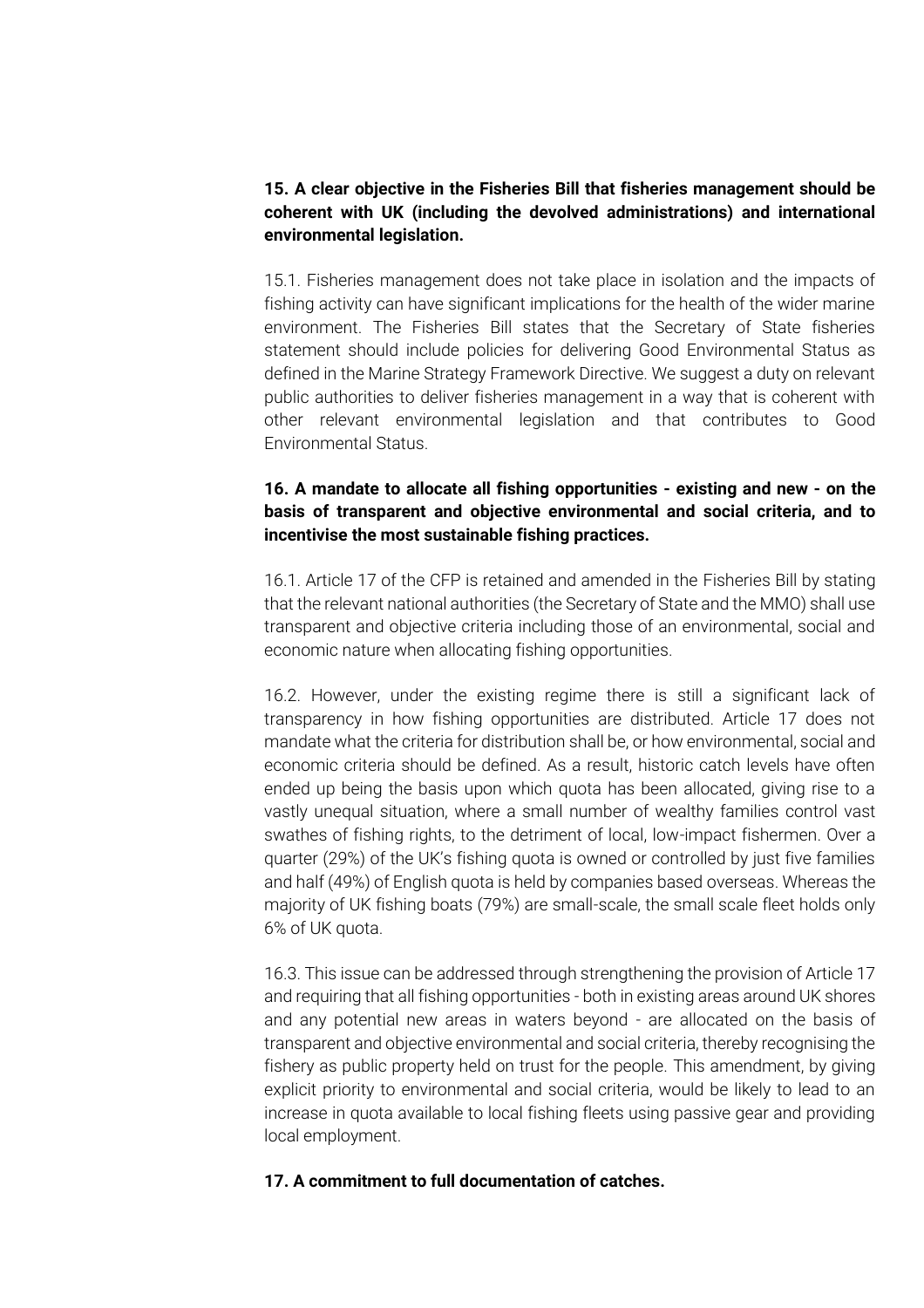**15. A clear objective in the Fisheries Bill that fisheries management should be coherent with UK (including the devolved administrations) and international environmental legislation.**

15.1. Fisheries management does not take place in isolation and the impacts of fishing activity can have significant implications for the health of the wider marine environment. The Fisheries Bill states that the Secretary of State fisheries statement should include policies for delivering Good Environmental Status as defined in the Marine Strategy Framework Directive. We suggest a duty on relevant public authorities to deliver fisheries management in a way that is coherent with other relevant environmental legislation and that contributes to Good Environmental Status.

**16. A mandate to allocate all fishing opportunities - existing and new - on the basis of transparent and objective environmental and social criteria, and to incentivise the most sustainable fishing practices.**

16.1. Article 17 of the CFP is retained and amended in the Fisheries Bill by stating that the relevant national authorities (the Secretary of State and the MMO) shall use transparent and objective criteria including those of an environmental, social and economic nature when allocating fishing opportunities.

16.2. However, under the existing regime there is still a significant lack of transparency in how fishing opportunities are distributed. Article 17 does not mandate what the criteria for distribution shall be, or how environmental, social and economic criteria should be defined. As a result, historic catch levels have often ended up being the basis upon which quota has been allocated, giving rise to a vastly unequal situation, where a small number of wealthy families control vast swathes of fishing rights, to the detriment of local, low-impact fishermen. Over a quarter (29%) of the UK's fishing quota is owned or controlled by just five families and half (49%) of English quota is held by companies based overseas. Whereas the majority of UK fishing boats (79%) are small-scale, the small scale fleet holds only 6% of UK quota.

16.3. This issue can be addressed through strengthening the provision of Article 17 and requiring that all fishing opportunities - both in existing areas around UK shores and any potential new areas in waters beyond - are allocated on the basis of transparent and objective environmental and social criteria, thereby recognising the fishery as public property held on trust for the people. This amendment, by giving explicit priority to environmental and social criteria, would be likely to lead to an increase in quota available to local fishing fleets using passive gear and providing local employment.

**17. A commitment to full documentation of catches.**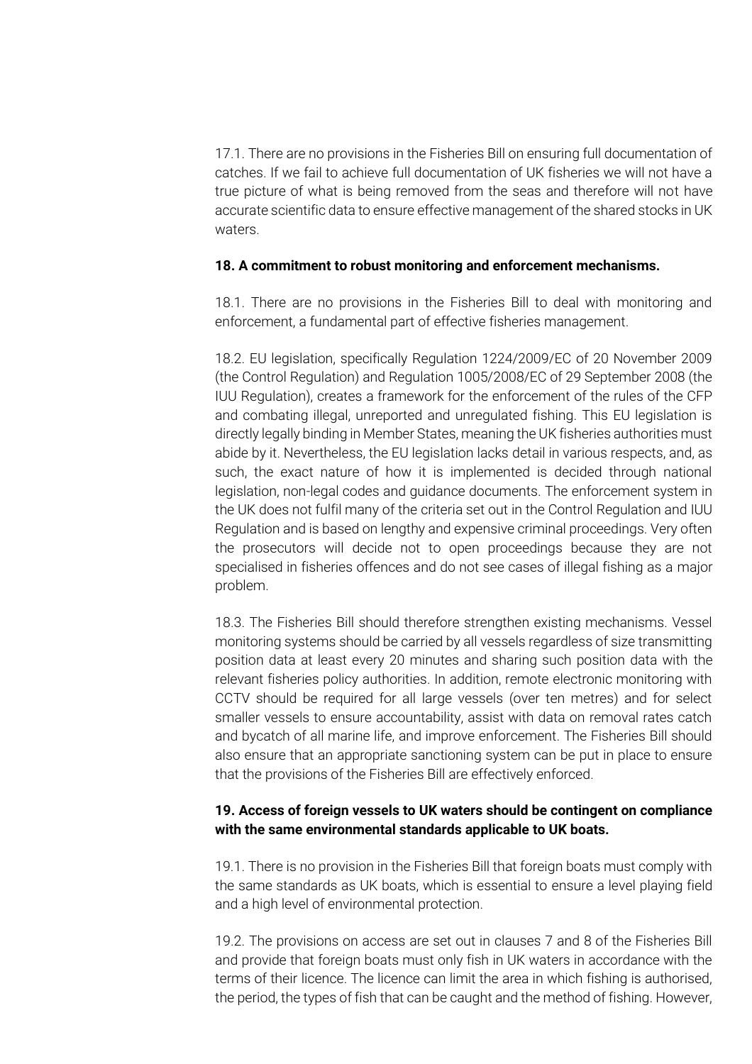17.1. There are no provisions in the Fisheries Bill on ensuring full documentation of catches. If we fail to achieve full documentation of UK fisheries we will not have a true picture of what is being removed from the seas and therefore will not have accurate scientific data to ensure effective management of the shared stocks in UK waters.

**18. A commitment to robust monitoring and enforcement mechanisms.**

18.1. There are no provisions in the Fisheries Bill to deal with monitoring and enforcement, a fundamental part of effective fisheries management.

18.2. EU legislation, specifically Regulation 1224/2009/EC of 20 November 2009 (the Control Regulation) and Regulation 1005/2008/EC of 29 September 2008 (the IUU Regulation), creates a framework for the enforcement of the rules of the CFP and combating illegal, unreported and unregulated fishing. This EU legislation is directly legally binding in Member States, meaning the UK fisheries authorities must abide by it. Nevertheless, the EU legislation lacks detail in various respects, and, as such, the exact nature of how it is implemented is decided through national legislation, non-legal codes and guidance documents. The enforcement system in the UK does not fulfil many of the criteria set out in the Control Regulation and IUU Regulation and is based on lengthy and expensive criminal proceedings. Very often the prosecutors will decide not to open proceedings because they are not specialised in fisheries offences and do not see cases of illegal fishing as a major problem.

18.3. The Fisheries Bill should therefore strengthen existing mechanisms. Vessel monitoring systems should be carried by all vessels regardless of size transmitting position data at least every 20 minutes and sharing such position data with the relevant fisheries policy authorities. In addition, remote electronic monitoring with CCTV should be required for all large vessels (over ten metres) and for select smaller vessels to ensure accountability, assist with data on removal rates catch and bycatch of all marine life, and improve enforcement. The Fisheries Bill should also ensure that an appropriate sanctioning system can be put in place to ensure that the provisions of the Fisheries Bill are effectively enforced.

**19. Access of foreign vessels to UK waters should be contingent on compliance with the same environmental standards applicable to UK boats.**

19.1. There is no provision in the Fisheries Bill that foreign boats must comply with the same standards as UK boats, which is essential to ensure a level playing field and a high level of environmental protection.

19.2. The provisions on access are set out in clauses 7 and 8 of the Fisheries Bill and provide that foreign boats must only fish in UK waters in accordance with the terms of their licence. The licence can limit the area in which fishing is authorised, the period, the types of fish that can be caught and the method of fishing. However,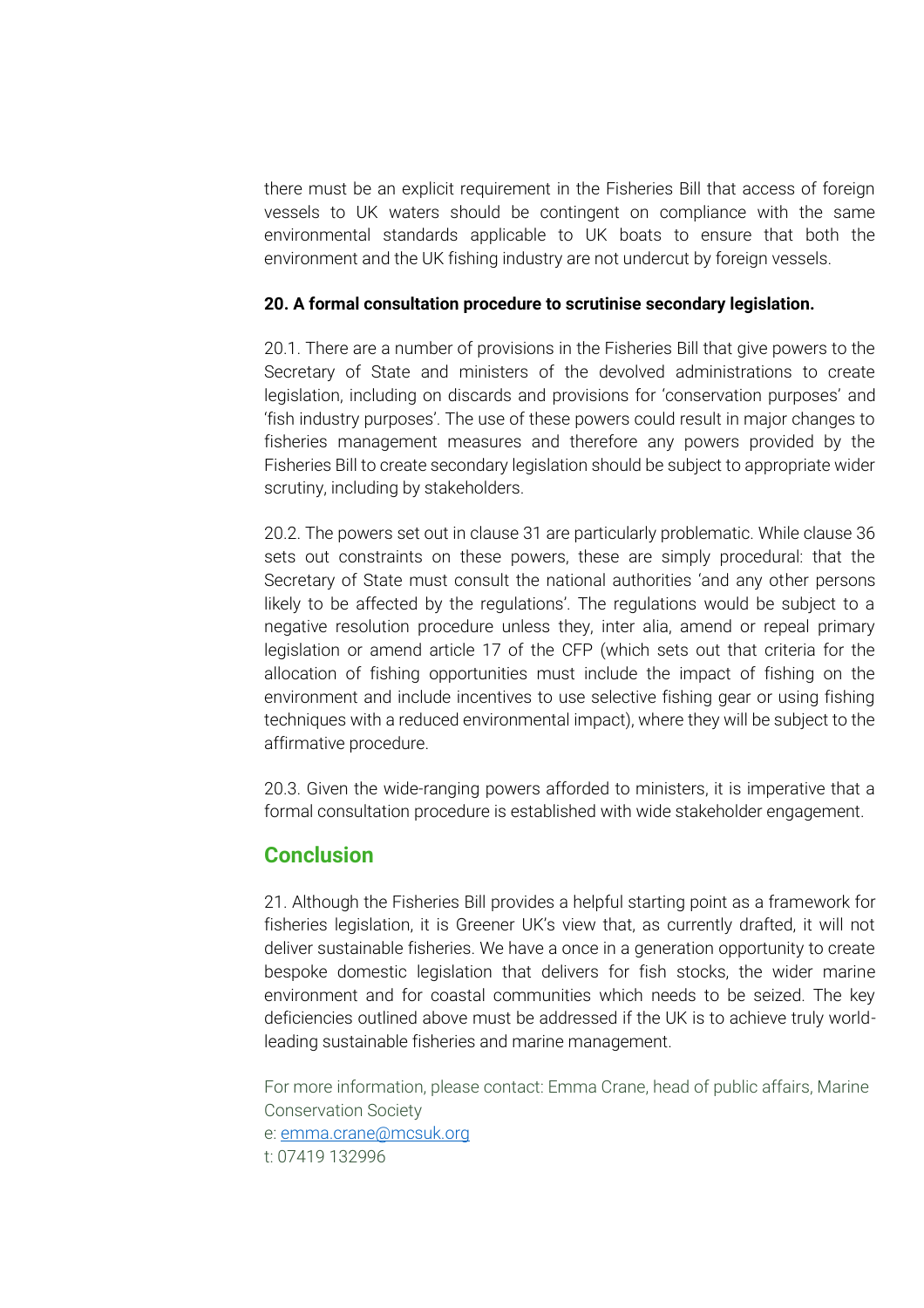there must be an explicit requirement in the Fisheries Bill that access of foreign vessels to UK waters should be contingent on compliance with the same environmental standards applicable to UK boats to ensure that both the environment and the UK fishing industry are not undercut by foreign vessels.

**20. A formal consultation procedure to scrutinise secondary legislation.**

20.1. There are a number of provisions in the Fisheries Bill that give powers to the Secretary of State and ministers of the devolved administrations to create legislation, including on discards and provisions for 'conservation purposes' and 'fish industry purposes'. The use of these powers could result in major changes to fisheries management measures and therefore any powers provided by the Fisheries Bill to create secondary legislation should be subject to appropriate wider scrutiny, including by stakeholders.

20.2. The powers set out in clause 31 are particularly problematic. While clause 36 sets out constraints on these powers, these are simply procedural: that the Secretary of State must consult the national authorities 'and any other persons likely to be affected by the regulations'. The regulations would be subject to a negative resolution procedure unless they, inter alia, amend or repeal primary legislation or amend article 17 of the CFP (which sets out that criteria for the allocation of fishing opportunities must include the impact of fishing on the environment and include incentives to use selective fishing gear or using fishing techniques with a reduced environmental impact), where they will be subject to the affirmative procedure.

20.3. Given the wide-ranging powers afforded to ministers, it is imperative that a formal consultation procedure is established with wide stakeholder engagement.

## Conclusion

21. Although the Fisheries Bill provides a helpful starting point as a framework for fisheries legislation, it is Greener UK's view that, as currently drafted, it will not deliver sustainable fisheries. We have a once in a generation opportunity to create bespoke domestic legislation that delivers for fish stocks, the wider marine environment and for coastal communities which needs to be seized. The key deficiencies outlined above must be addressed if the UK is to achieve truly world-leading sustainable fisheries and marine management.

For more information, please contact: Emma Crane, head of public affairs, Marine Conservation Society
e: [emma.crane@mcsuk.org](mailto:emma.crane@mcsuk.org)
t: 07419 132996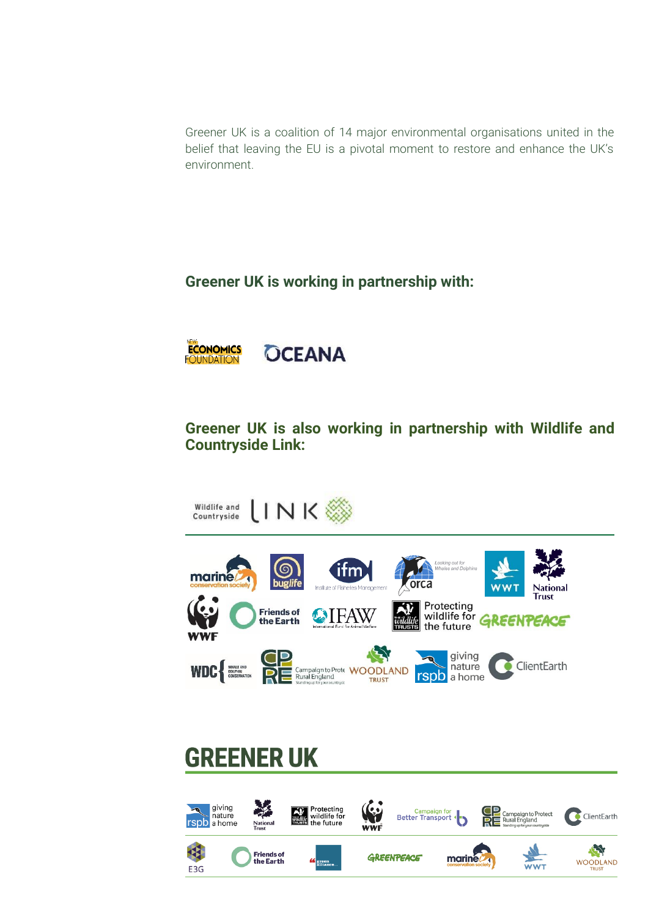Greener UK is a coalition of 14 major environmental organisations united in the belief that leaving the EU is a pivotal moment to restore and enhance the UK's environment.

**Greener UK is working in partnership with:**

**Greener UK is also working in partnership with Wildlife and Countryside Link:**

# GREENER UK